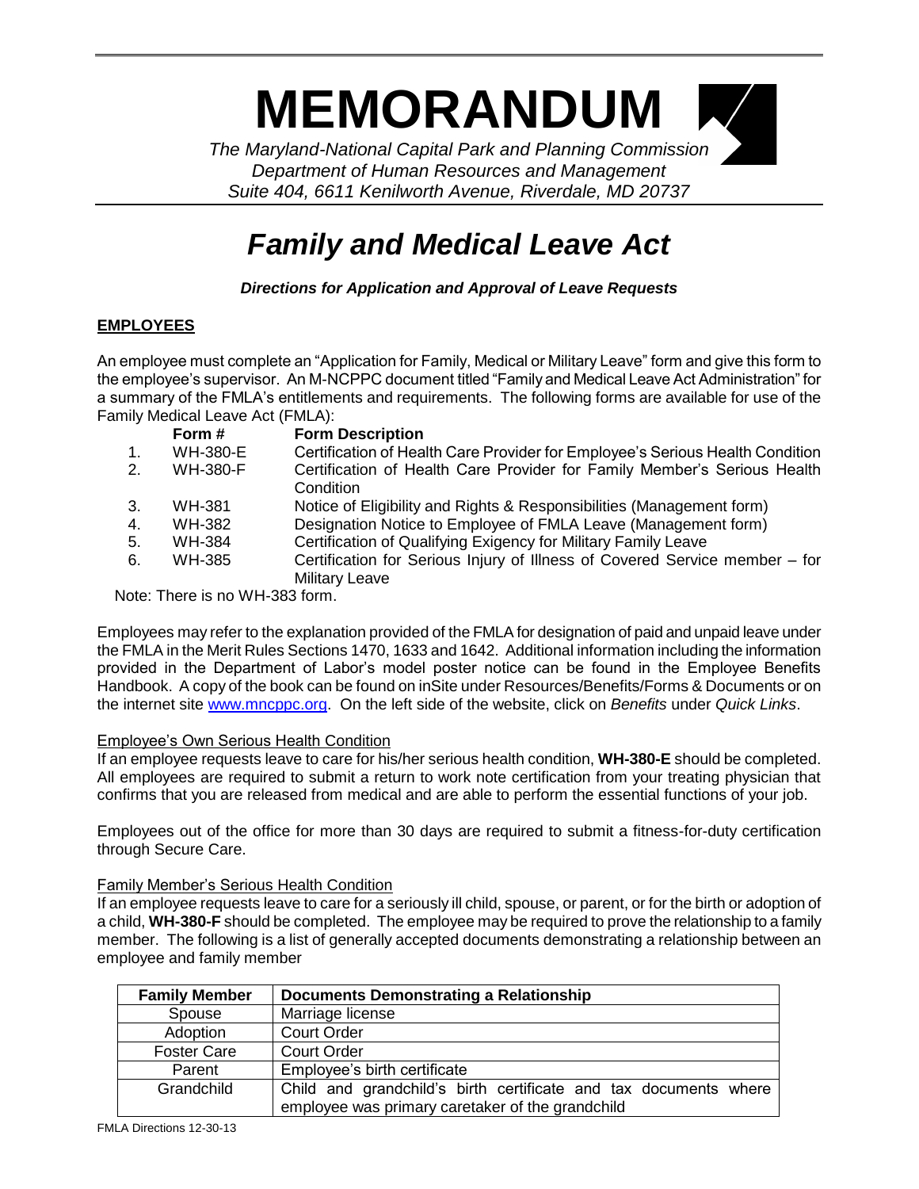# MEMORANDUM

*The Maryland-National Capital Park and Planning Commission*
*Department of Human Resources and Management*
*Suite 404, 6611 Kenilworth Avenue, Riverdale, MD 20737*

# *Family and Medical Leave Act*

***Directions for Application and Approval of Leave Requests***

## EMPLOYEES

An employee must complete an "Application for Family, Medical or Military Leave" form and give this form to the employee's supervisor. An M-NCPPC document titled "Family and Medical Leave Act Administration" for a summary of the FMLA's entitlements and requirements. The following forms are available for use of the Family Medical Leave Act (FMLA):

| | Form # | Form Description |
|---|---|---|
| 1. | WH-380-E | Certification of Health Care Provider for Employee's Serious Health Condition |
| 2. | WH-380-F | Certification of Health Care Provider for Family Member's Serious Health Condition |
| 3. | WH-381 | Notice of Eligibility and Rights & Responsibilities (Management form) |
| 4. | WH-382 | Designation Notice to Employee of FMLA Leave (Management form) |
| 5. | WH-384 | Certification of Qualifying Exigency for Military Family Leave |
| 6. | WH-385 | Certification for Serious Injury of Illness of Covered Service member – for Military Leave |

Note: There is no WH-383 form.

Employees may refer to the explanation provided of the FMLA for designation of paid and unpaid leave under the FMLA in the Merit Rules Sections 1470, 1633 and 1642. Additional information including the information provided in the Department of Labor's model poster notice can be found in the Employee Benefits Handbook. A copy of the book can be found on inSite under Resources/Benefits/Forms & Documents or on the internet site www.mncppc.org. On the left side of the website, click on *Benefits* under *Quick Links*.

### Employee's Own Serious Health Condition

If an employee requests leave to care for his/her serious health condition, **WH-380-E** should be completed. All employees are required to submit a return to work note certification from your treating physician that confirms that you are released from medical and are able to perform the essential functions of your job.

Employees out of the office for more than 30 days are required to submit a fitness-for-duty certification through Secure Care.

### Family Member's Serious Health Condition

If an employee requests leave to care for a seriously ill child, spouse, or parent, or for the birth or adoption of a child, **WH-380-F** should be completed. The employee may be required to prove the relationship to a family member. The following is a list of generally accepted documents demonstrating a relationship between an employee and family member

| Family Member | Documents Demonstrating a Relationship |
|---|---|
| Spouse | Marriage license |
| Adoption | Court Order |
| Foster Care | Court Order |
| Parent | Employee's birth certificate |
| Grandchild | Child and grandchild's birth certificate and tax documents where employee was primary caretaker of the grandchild |

FMLA Directions 12-30-13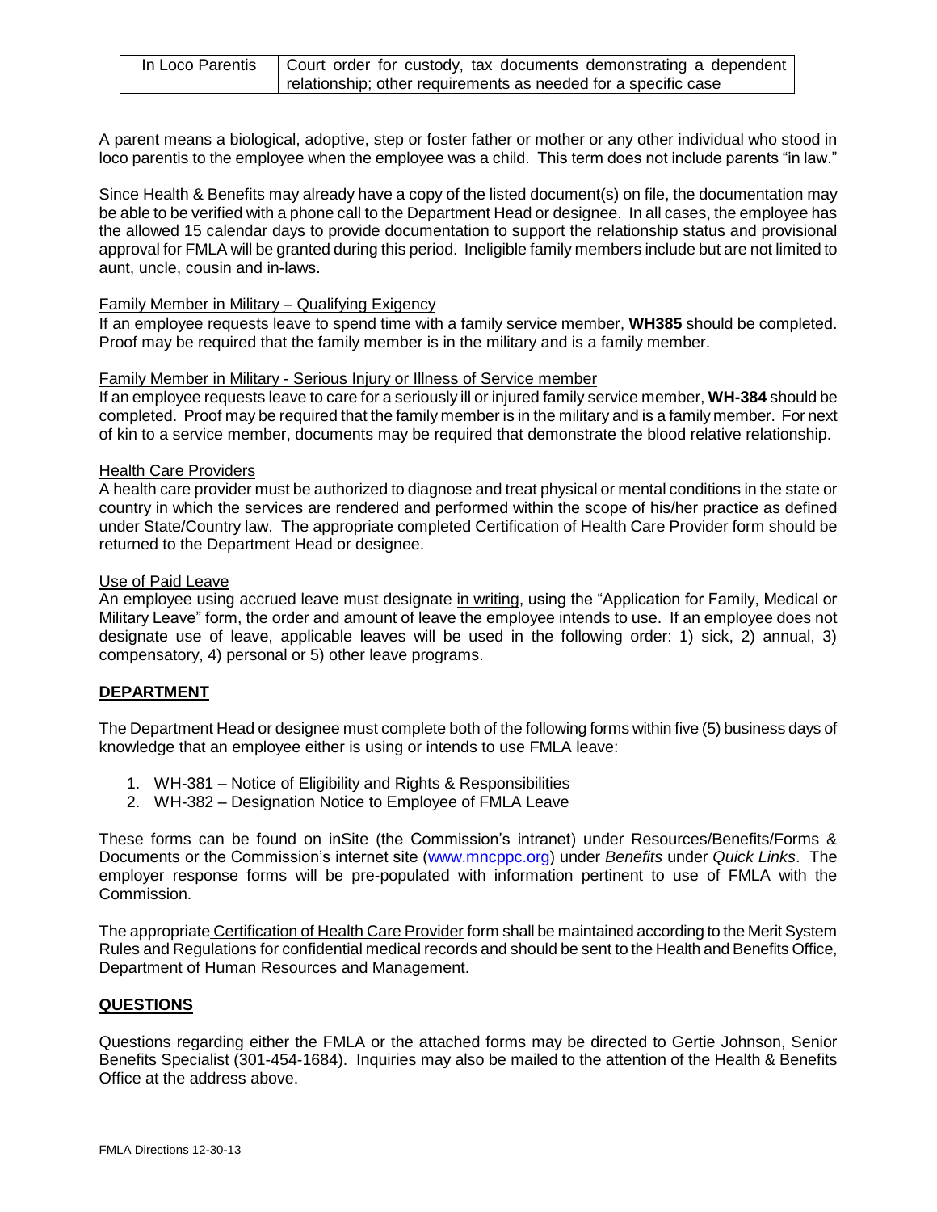| | |
|---|---|
| In Loco Parentis | Court order for custody, tax documents demonstrating a dependent relationship; other requirements as needed for a specific case |

A parent means a biological, adoptive, step or foster father or mother or any other individual who stood in loco parentis to the employee when the employee was a child. This term does not include parents "in law."

Since Health & Benefits may already have a copy of the listed document(s) on file, the documentation may be able to be verified with a phone call to the Department Head or designee. In all cases, the employee has the allowed 15 calendar days to provide documentation to support the relationship status and provisional approval for FMLA will be granted during this period. Ineligible family members include but are not limited to aunt, uncle, cousin and in-laws.

Family Member in Military – Qualifying Exigency

If an employee requests leave to spend time with a family service member, **WH385** should be completed. Proof may be required that the family member is in the military and is a family member.

Family Member in Military - Serious Injury or Illness of Service member

If an employee requests leave to care for a seriously ill or injured family service member, **WH-384** should be completed. Proof may be required that the family member is in the military and is a family member. For next of kin to a service member, documents may be required that demonstrate the blood relative relationship.

Health Care Providers

A health care provider must be authorized to diagnose and treat physical or mental conditions in the state or country in which the services are rendered and performed within the scope of his/her practice as defined under State/Country law. The appropriate completed Certification of Health Care Provider form should be returned to the Department Head or designee.

Use of Paid Leave

An employee using accrued leave must designate in writing, using the "Application for Family, Medical or Military Leave" form, the order and amount of leave the employee intends to use. If an employee does not designate use of leave, applicable leaves will be used in the following order: 1) sick, 2) annual, 3) compensatory, 4) personal or 5) other leave programs.

## DEPARTMENT

The Department Head or designee must complete both of the following forms within five (5) business days of knowledge that an employee either is using or intends to use FMLA leave:

1. WH-381 – Notice of Eligibility and Rights & Responsibilities
2. WH-382 – Designation Notice to Employee of FMLA Leave

These forms can be found on inSite (the Commission's intranet) under Resources/Benefits/Forms & Documents or the Commission's internet site (www.mncppc.org) under *Benefits* under *Quick Links*. The employer response forms will be pre-populated with information pertinent to use of FMLA with the Commission.

The appropriate Certification of Health Care Provider form shall be maintained according to the Merit System Rules and Regulations for confidential medical records and should be sent to the Health and Benefits Office, Department of Human Resources and Management.

## QUESTIONS

Questions regarding either the FMLA or the attached forms may be directed to Gertie Johnson, Senior Benefits Specialist (301-454-1684). Inquiries may also be mailed to the attention of the Health & Benefits Office at the address above.

FMLA Directions 12-30-13